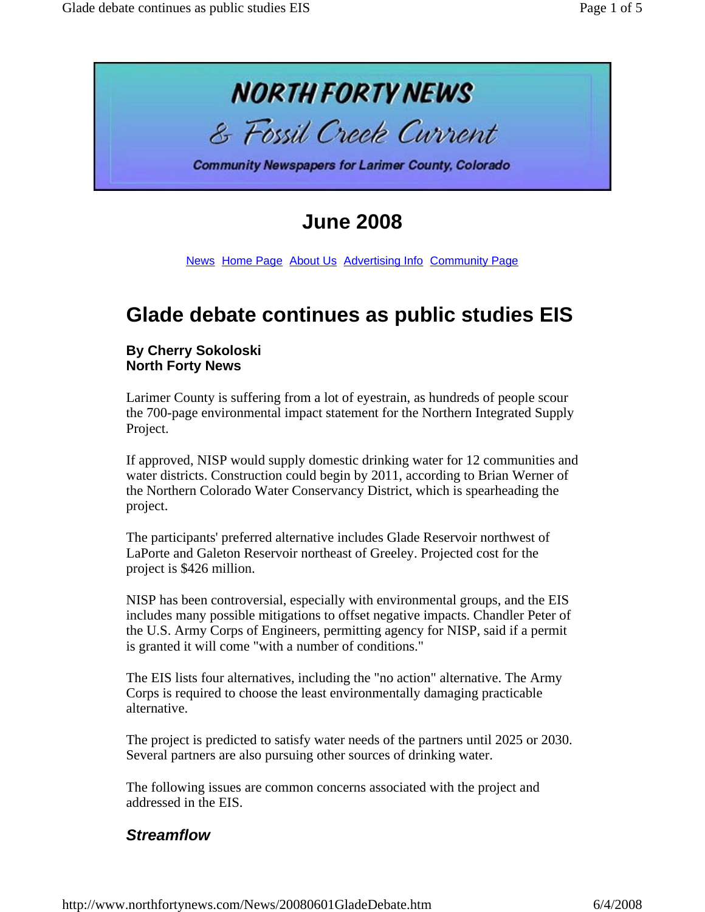# NORTH FORTY NEWS

## & Fossil Creek Current

**Community Newspapers for Larimer County, Colorado**

## June 2008

News Home Page About Us Advertising Info Community Page

# Glade debate continues as public studies EIS

**By Cherry Sokoloski**
**North Forty News**

Larimer County is suffering from a lot of eyestrain, as hundreds of people scour the 700-page environmental impact statement for the Northern Integrated Supply Project.

If approved, NISP would supply domestic drinking water for 12 communities and water districts. Construction could begin by 2011, according to Brian Werner of the Northern Colorado Water Conservancy District, which is spearheading the project.

The participants' preferred alternative includes Glade Reservoir northwest of LaPorte and Galeton Reservoir northeast of Greeley. Projected cost for the project is $426 million.

NISP has been controversial, especially with environmental groups, and the EIS includes many possible mitigations to offset negative impacts. Chandler Peter of the U.S. Army Corps of Engineers, permitting agency for NISP, said if a permit is granted it will come "with a number of conditions."

The EIS lists four alternatives, including the "no action" alternative. The Army Corps is required to choose the least environmentally damaging practicable alternative.

The project is predicted to satisfy water needs of the partners until 2025 or 2030. Several partners are also pursuing other sources of drinking water.

The following issues are common concerns associated with the project and addressed in the EIS.

### *Streamflow*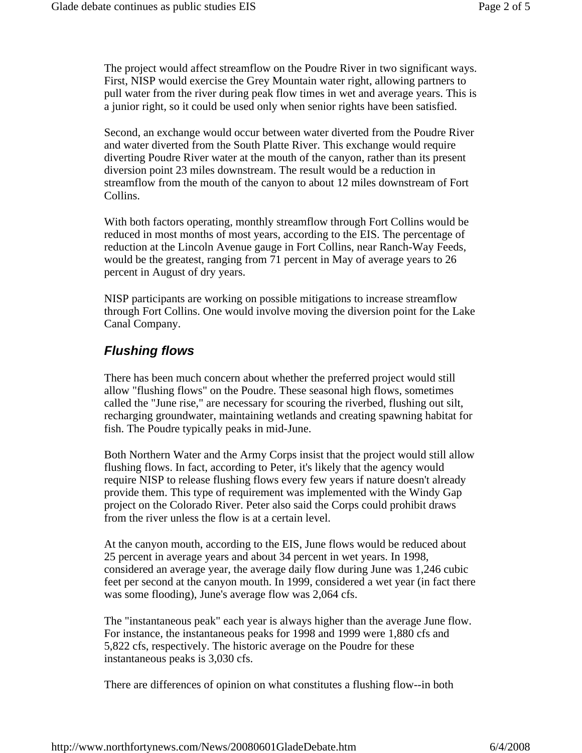The project would affect streamflow on the Poudre River in two significant ways. First, NISP would exercise the Grey Mountain water right, allowing partners to pull water from the river during peak flow times in wet and average years. This is a junior right, so it could be used only when senior rights have been satisfied.

Second, an exchange would occur between water diverted from the Poudre River and water diverted from the South Platte River. This exchange would require diverting Poudre River water at the mouth of the canyon, rather than its present diversion point 23 miles downstream. The result would be a reduction in streamflow from the mouth of the canyon to about 12 miles downstream of Fort Collins.

With both factors operating, monthly streamflow through Fort Collins would be reduced in most months of most years, according to the EIS. The percentage of reduction at the Lincoln Avenue gauge in Fort Collins, near Ranch-Way Feeds, would be the greatest, ranging from 71 percent in May of average years to 26 percent in August of dry years.

NISP participants are working on possible mitigations to increase streamflow through Fort Collins. One would involve moving the diversion point for the Lake Canal Company.

## *Flushing flows*

There has been much concern about whether the preferred project would still allow "flushing flows" on the Poudre. These seasonal high flows, sometimes called the "June rise," are necessary for scouring the riverbed, flushing out silt, recharging groundwater, maintaining wetlands and creating spawning habitat for fish. The Poudre typically peaks in mid-June.

Both Northern Water and the Army Corps insist that the project would still allow flushing flows. In fact, according to Peter, it's likely that the agency would require NISP to release flushing flows every few years if nature doesn't already provide them. This type of requirement was implemented with the Windy Gap project on the Colorado River. Peter also said the Corps could prohibit draws from the river unless the flow is at a certain level.

At the canyon mouth, according to the EIS, June flows would be reduced about 25 percent in average years and about 34 percent in wet years. In 1998, considered an average year, the average daily flow during June was 1,246 cubic feet per second at the canyon mouth. In 1999, considered a wet year (in fact there was some flooding), June's average flow was 2,064 cfs.

The "instantaneous peak" each year is always higher than the average June flow. For instance, the instantaneous peaks for 1998 and 1999 were 1,880 cfs and 5,822 cfs, respectively. The historic average on the Poudre for these instantaneous peaks is 3,030 cfs.

There are differences of opinion on what constitutes a flushing flow--in both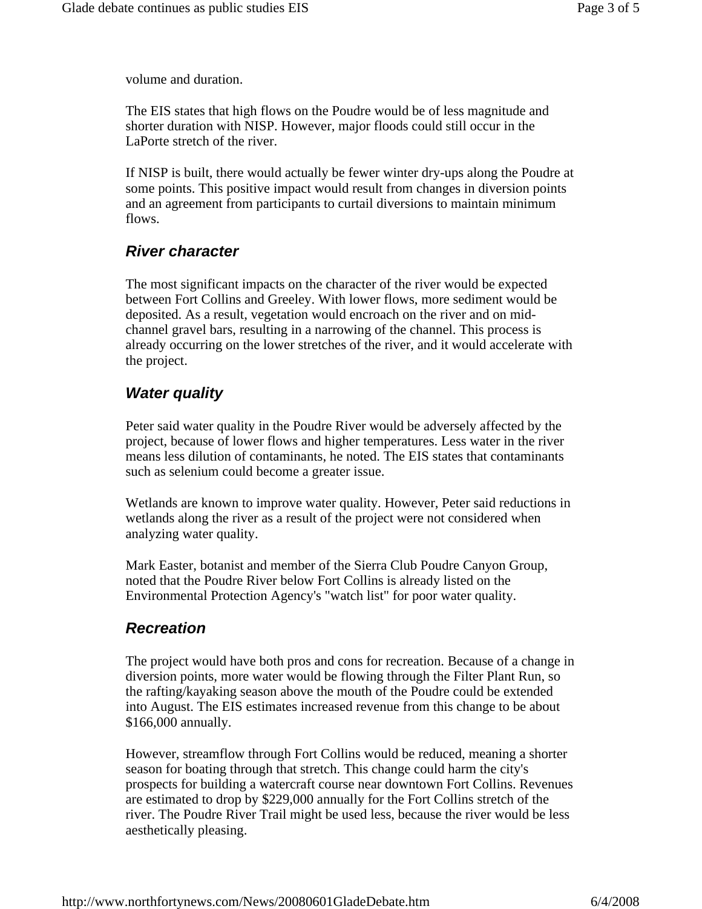volume and duration.

The EIS states that high flows on the Poudre would be of less magnitude and shorter duration with NISP. However, major floods could still occur in the LaPorte stretch of the river.

If NISP is built, there would actually be fewer winter dry-ups along the Poudre at some points. This positive impact would result from changes in diversion points and an agreement from participants to curtail diversions to maintain minimum flows.

### *River character*

The most significant impacts on the character of the river would be expected between Fort Collins and Greeley. With lower flows, more sediment would be deposited. As a result, vegetation would encroach on the river and on mid-channel gravel bars, resulting in a narrowing of the channel. This process is already occurring on the lower stretches of the river, and it would accelerate with the project.

### *Water quality*

Peter said water quality in the Poudre River would be adversely affected by the project, because of lower flows and higher temperatures. Less water in the river means less dilution of contaminants, he noted. The EIS states that contaminants such as selenium could become a greater issue.

Wetlands are known to improve water quality. However, Peter said reductions in wetlands along the river as a result of the project were not considered when analyzing water quality.

Mark Easter, botanist and member of the Sierra Club Poudre Canyon Group, noted that the Poudre River below Fort Collins is already listed on the Environmental Protection Agency's "watch list" for poor water quality.

### *Recreation*

The project would have both pros and cons for recreation. Because of a change in diversion points, more water would be flowing through the Filter Plant Run, so the rafting/kayaking season above the mouth of the Poudre could be extended into August. The EIS estimates increased revenue from this change to be about $166,000 annually.

However, streamflow through Fort Collins would be reduced, meaning a shorter season for boating through that stretch. This change could harm the city's prospects for building a watercraft course near downtown Fort Collins. Revenues are estimated to drop by $229,000 annually for the Fort Collins stretch of the river. The Poudre River Trail might be used less, because the river would be less aesthetically pleasing.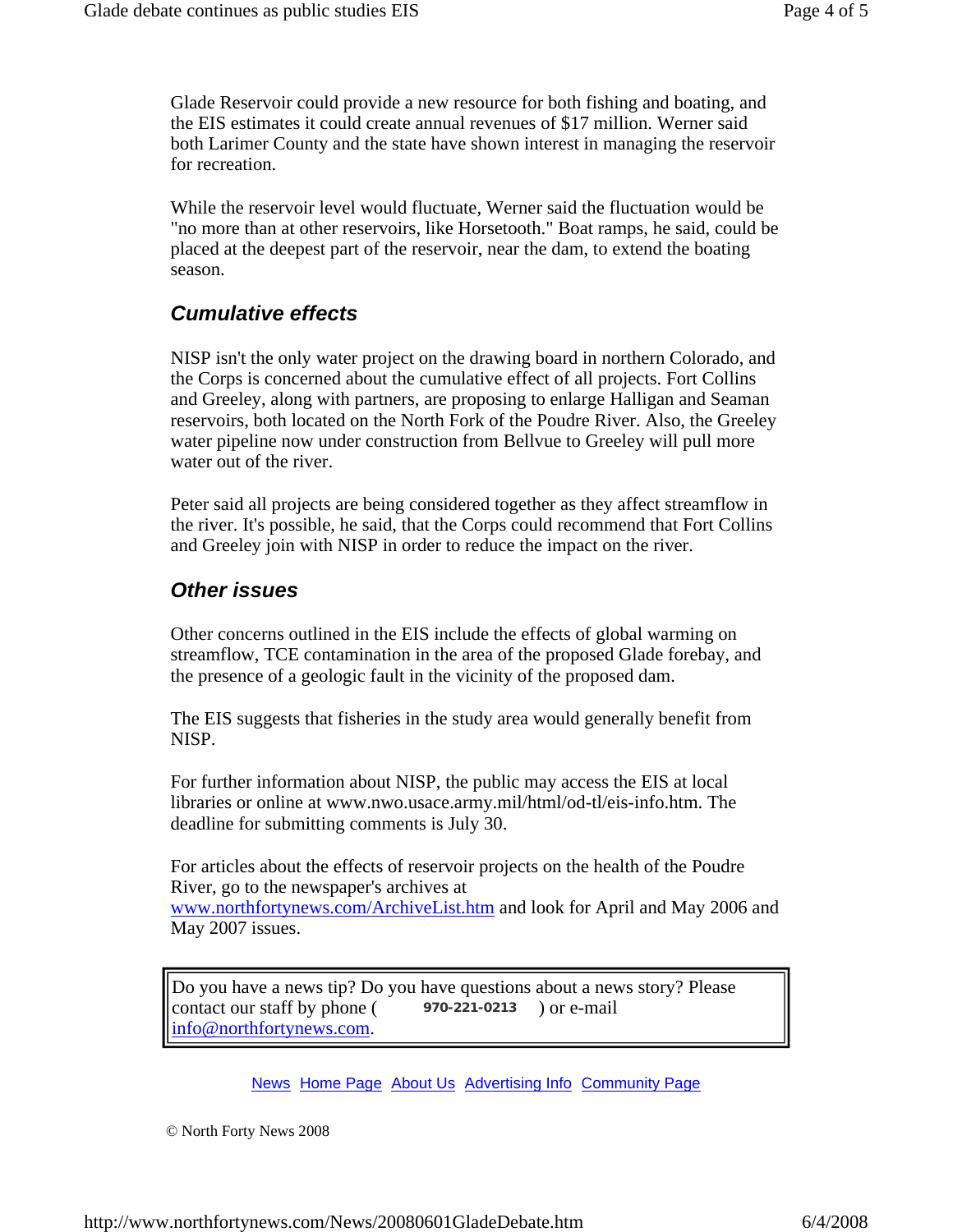Glade Reservoir could provide a new resource for both fishing and boating, and the EIS estimates it could create annual revenues of $17 million. Werner said both Larimer County and the state have shown interest in managing the reservoir for recreation.

While the reservoir level would fluctuate, Werner said the fluctuation would be "no more than at other reservoirs, like Horsetooth." Boat ramps, he said, could be placed at the deepest part of the reservoir, near the dam, to extend the boating season.

### *Cumulative effects*

NISP isn't the only water project on the drawing board in northern Colorado, and the Corps is concerned about the cumulative effect of all projects. Fort Collins and Greeley, along with partners, are proposing to enlarge Halligan and Seaman reservoirs, both located on the North Fork of the Poudre River. Also, the Greeley water pipeline now under construction from Bellvue to Greeley will pull more water out of the river.

Peter said all projects are being considered together as they affect streamflow in the river. It's possible, he said, that the Corps could recommend that Fort Collins and Greeley join with NISP in order to reduce the impact on the river.

### *Other issues*

Other concerns outlined in the EIS include the effects of global warming on streamflow, TCE contamination in the area of the proposed Glade forebay, and the presence of a geologic fault in the vicinity of the proposed dam.

The EIS suggests that fisheries in the study area would generally benefit from NISP.

For further information about NISP, the public may access the EIS at local libraries or online at www.nwo.usace.army.mil/html/od-tl/eis-info.htm. The deadline for submitting comments is July 30.

For articles about the effects of reservoir projects on the health of the Poudre River, go to the newspaper's archives at www.northfortynews.com/ArchiveList.htm and look for April and May 2006 and May 2007 issues.

Do you have a news tip? Do you have questions about a news story? Please contact our staff by phone ( 970-221-0213 ) or e-mail info@northfortynews.com.

News Home Page About Us Advertising Info Community Page

© North Forty News 2008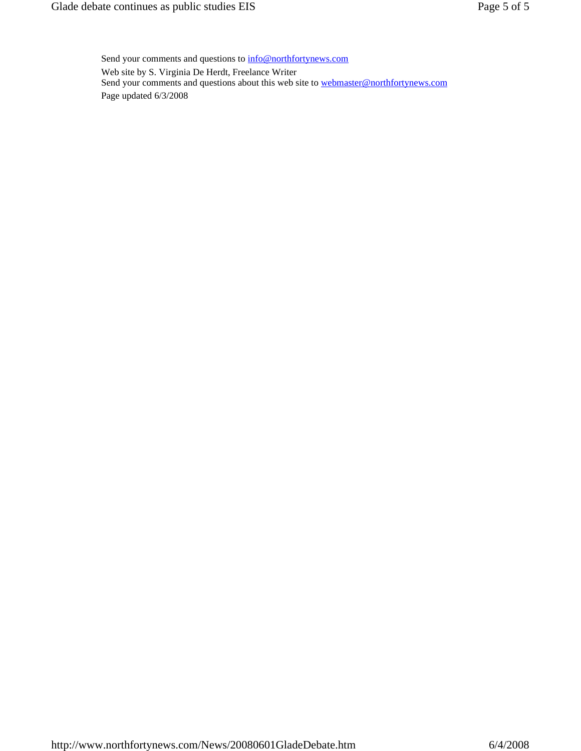Send your comments and questions to info@northfortynews.com

Web site by S. Virginia De Herdt, Freelance Writer

Send your comments and questions about this web site to webmaster@northfortynews.com

Page updated 6/3/2008